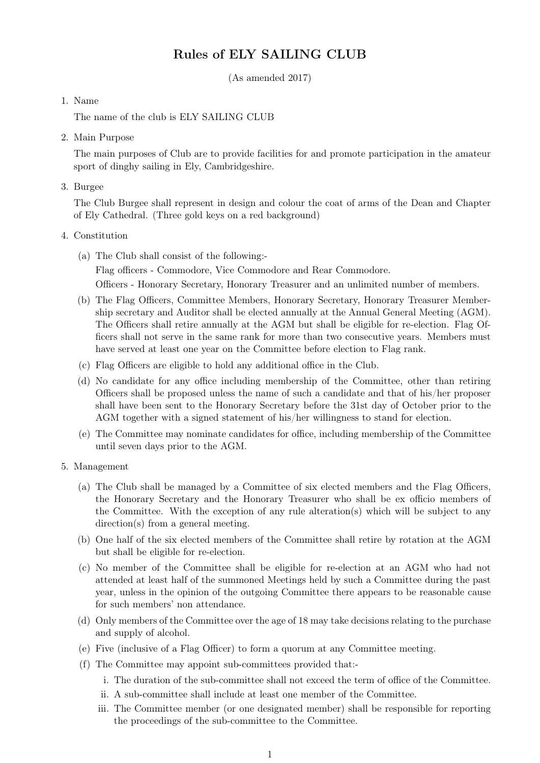# Rules of ELY SAILING CLUB

(As amended 2017)

1. Name

   The name of the club is ELY SAILING CLUB

2. Main Purpose

   The main purposes of Club are to provide facilities for and promote participation in the amateur sport of dinghy sailing in Ely, Cambridgeshire.

3. Burgee

   The Club Burgee shall represent in design and colour the coat of arms of the Dean and Chapter of Ely Cathedral. (Three gold keys on a red background)

4. Constitution

   (a) The Club shall consist of the following:-

   Flag officers - Commodore, Vice Commodore and Rear Commodore.

   Officers - Honorary Secretary, Honorary Treasurer and an unlimited number of members.

   (b) The Flag Officers, Committee Members, Honorary Secretary, Honorary Treasurer Membership secretary and Auditor shall be elected annually at the Annual General Meeting (AGM). The Officers shall retire annually at the AGM but shall be eligible for re-election. Flag Officers shall not serve in the same rank for more than two consecutive years. Members must have served at least one year on the Committee before election to Flag rank.

   (c) Flag Officers are eligible to hold any additional office in the Club.

   (d) No candidate for any office including membership of the Committee, other than retiring Officers shall be proposed unless the name of such a candidate and that of his/her proposer shall have been sent to the Honorary Secretary before the 31st day of October prior to the AGM together with a signed statement of his/her willingness to stand for election.

   (e) The Committee may nominate candidates for office, including membership of the Committee until seven days prior to the AGM.

5. Management

   (a) The Club shall be managed by a Committee of six elected members and the Flag Officers, the Honorary Secretary and the Honorary Treasurer who shall be ex officio members of the Committee. With the exception of any rule alteration(s) which will be subject to any direction(s) from a general meeting.

   (b) One half of the six elected members of the Committee shall retire by rotation at the AGM but shall be eligible for re-election.

   (c) No member of the Committee shall be eligible for re-election at an AGM who had not attended at least half of the summoned Meetings held by such a Committee during the past year, unless in the opinion of the outgoing Committee there appears to be reasonable cause for such members' non attendance.

   (d) Only members of the Committee over the age of 18 may take decisions relating to the purchase and supply of alcohol.

   (e) Five (inclusive of a Flag Officer) to form a quorum at any Committee meeting.

   (f) The Committee may appoint sub-committees provided that:-

      i. The duration of the sub-committee shall not exceed the term of office of the Committee.

      ii. A sub-committee shall include at least one member of the Committee.

      iii. The Committee member (or one designated member) shall be responsible for reporting the proceedings of the sub-committee to the Committee.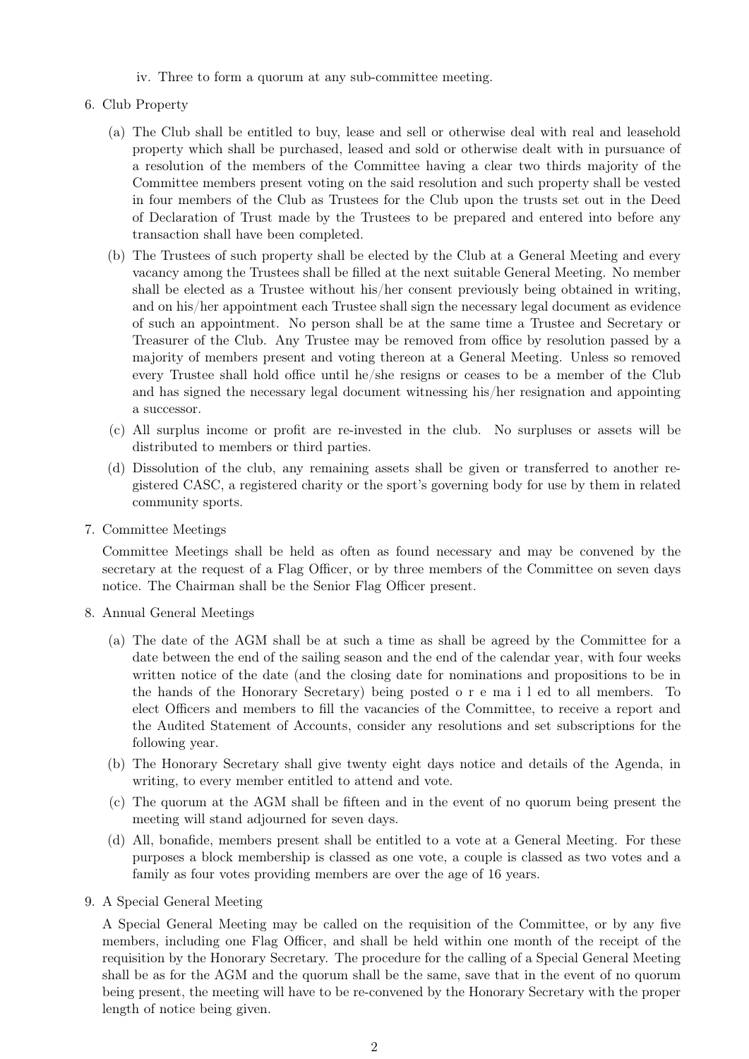iv. Three to form a quorum at any sub-committee meeting.

6. Club Property

   (a) The Club shall be entitled to buy, lease and sell or otherwise deal with real and leasehold property which shall be purchased, leased and sold or otherwise dealt with in pursuance of a resolution of the members of the Committee having a clear two thirds majority of the Committee members present voting on the said resolution and such property shall be vested in four members of the Club as Trustees for the Club upon the trusts set out in the Deed of Declaration of Trust made by the Trustees to be prepared and entered into before any transaction shall have been completed.

   (b) The Trustees of such property shall be elected by the Club at a General Meeting and every vacancy among the Trustees shall be filled at the next suitable General Meeting. No member shall be elected as a Trustee without his/her consent previously being obtained in writing, and on his/her appointment each Trustee shall sign the necessary legal document as evidence of such an appointment. No person shall be at the same time a Trustee and Secretary or Treasurer of the Club. Any Trustee may be removed from office by resolution passed by a majority of members present and voting thereon at a General Meeting. Unless so removed every Trustee shall hold office until he/she resigns or ceases to be a member of the Club and has signed the necessary legal document witnessing his/her resignation and appointing a successor.

   (c) All surplus income or profit are re-invested in the club. No surpluses or assets will be distributed to members or third parties.

   (d) Dissolution of the club, any remaining assets shall be given or transferred to another registered CASC, a registered charity or the sport's governing body for use by them in related community sports.

7. Committee Meetings

   Committee Meetings shall be held as often as found necessary and may be convened by the secretary at the request of a Flag Officer, or by three members of the Committee on seven days notice. The Chairman shall be the Senior Flag Officer present.

8. Annual General Meetings

   (a) The date of the AGM shall be at such a time as shall be agreed by the Committee for a date between the end of the sailing season and the end of the calendar year, with four weeks written notice of the date (and the closing date for nominations and propositions to be in the hands of the Honorary Secretary) being posted o r e ma i l ed to all members. To elect Officers and members to fill the vacancies of the Committee, to receive a report and the Audited Statement of Accounts, consider any resolutions and set subscriptions for the following year.

   (b) The Honorary Secretary shall give twenty eight days notice and details of the Agenda, in writing, to every member entitled to attend and vote.

   (c) The quorum at the AGM shall be fifteen and in the event of no quorum being present the meeting will stand adjourned for seven days.

   (d) All, bonafide, members present shall be entitled to a vote at a General Meeting. For these purposes a block membership is classed as one vote, a couple is classed as two votes and a family as four votes providing members are over the age of 16 years.

9. A Special General Meeting

   A Special General Meeting may be called on the requisition of the Committee, or by any five members, including one Flag Officer, and shall be held within one month of the receipt of the requisition by the Honorary Secretary. The procedure for the calling of a Special General Meeting shall be as for the AGM and the quorum shall be the same, save that in the event of no quorum being present, the meeting will have to be re-convened by the Honorary Secretary with the proper length of notice being given.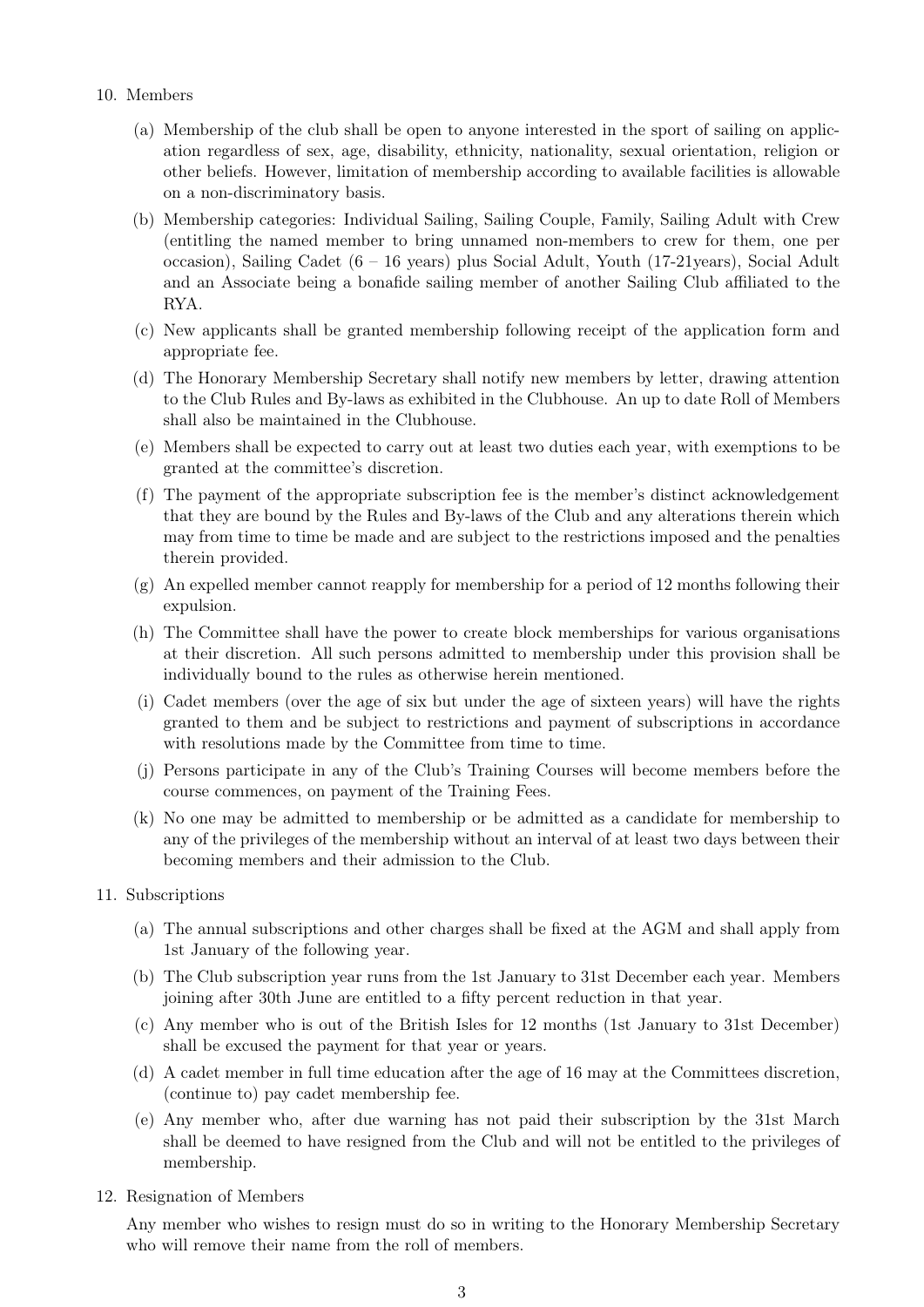10. Members

    (a) Membership of the club shall be open to anyone interested in the sport of sailing on application regardless of sex, age, disability, ethnicity, nationality, sexual orientation, religion or other beliefs. However, limitation of membership according to available facilities is allowable on a non-discriminatory basis.

    (b) Membership categories: Individual Sailing, Sailing Couple, Family, Sailing Adult with Crew (entitling the named member to bring unnamed non-members to crew for them, one per occasion), Sailing Cadet (6 – 16 years) plus Social Adult, Youth (17-21years), Social Adult and an Associate being a bonafide sailing member of another Sailing Club affiliated to the RYA.

    (c) New applicants shall be granted membership following receipt of the application form and appropriate fee.

    (d) The Honorary Membership Secretary shall notify new members by letter, drawing attention to the Club Rules and By-laws as exhibited in the Clubhouse. An up to date Roll of Members shall also be maintained in the Clubhouse.

    (e) Members shall be expected to carry out at least two duties each year, with exemptions to be granted at the committee's discretion.

    (f) The payment of the appropriate subscription fee is the member's distinct acknowledgement that they are bound by the Rules and By-laws of the Club and any alterations therein which may from time to time be made and are subject to the restrictions imposed and the penalties therein provided.

    (g) An expelled member cannot reapply for membership for a period of 12 months following their expulsion.

    (h) The Committee shall have the power to create block memberships for various organisations at their discretion. All such persons admitted to membership under this provision shall be individually bound to the rules as otherwise herein mentioned.

    (i) Cadet members (over the age of six but under the age of sixteen years) will have the rights granted to them and be subject to restrictions and payment of subscriptions in accordance with resolutions made by the Committee from time to time.

    (j) Persons participate in any of the Club's Training Courses will become members before the course commences, on payment of the Training Fees.

    (k) No one may be admitted to membership or be admitted as a candidate for membership to any of the privileges of the membership without an interval of at least two days between their becoming members and their admission to the Club.

11. Subscriptions

    (a) The annual subscriptions and other charges shall be fixed at the AGM and shall apply from 1st January of the following year.

    (b) The Club subscription year runs from the 1st January to 31st December each year. Members joining after 30th June are entitled to a fifty percent reduction in that year.

    (c) Any member who is out of the British Isles for 12 months (1st January to 31st December) shall be excused the payment for that year or years.

    (d) A cadet member in full time education after the age of 16 may at the Committees discretion, (continue to) pay cadet membership fee.

    (e) Any member who, after due warning has not paid their subscription by the 31st March shall be deemed to have resigned from the Club and will not be entitled to the privileges of membership.

12. Resignation of Members

    Any member who wishes to resign must do so in writing to the Honorary Membership Secretary who will remove their name from the roll of members.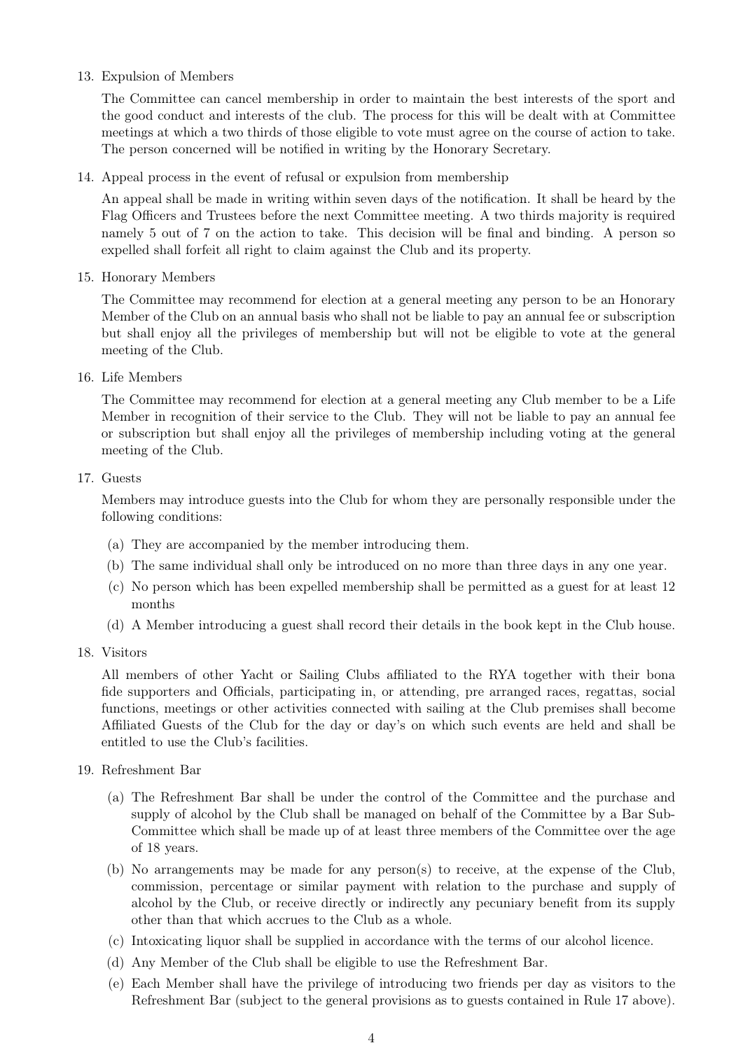13. Expulsion of Members

    The Committee can cancel membership in order to maintain the best interests of the sport and the good conduct and interests of the club. The process for this will be dealt with at Committee meetings at which a two thirds of those eligible to vote must agree on the course of action to take. The person concerned will be notified in writing by the Honorary Secretary.

14. Appeal process in the event of refusal or expulsion from membership

    An appeal shall be made in writing within seven days of the notification. It shall be heard by the Flag Officers and Trustees before the next Committee meeting. A two thirds majority is required namely 5 out of 7 on the action to take. This decision will be final and binding. A person so expelled shall forfeit all right to claim against the Club and its property.

15. Honorary Members

    The Committee may recommend for election at a general meeting any person to be an Honorary Member of the Club on an annual basis who shall not be liable to pay an annual fee or subscription but shall enjoy all the privileges of membership but will not be eligible to vote at the general meeting of the Club.

16. Life Members

    The Committee may recommend for election at a general meeting any Club member to be a Life Member in recognition of their service to the Club. They will not be liable to pay an annual fee or subscription but shall enjoy all the privileges of membership including voting at the general meeting of the Club.

17. Guests

    Members may introduce guests into the Club for whom they are personally responsible under the following conditions:

    (a) They are accompanied by the member introducing them.
    (b) The same individual shall only be introduced on no more than three days in any one year.
    (c) No person which has been expelled membership shall be permitted as a guest for at least 12 months
    (d) A Member introducing a guest shall record their details in the book kept in the Club house.

18. Visitors

    All members of other Yacht or Sailing Clubs affiliated to the RYA together with their bona fide supporters and Officials, participating in, or attending, pre arranged races, regattas, social functions, meetings or other activities connected with sailing at the Club premises shall become Affiliated Guests of the Club for the day or day's on which such events are held and shall be entitled to use the Club's facilities.

19. Refreshment Bar

    (a) The Refreshment Bar shall be under the control of the Committee and the purchase and supply of alcohol by the Club shall be managed on behalf of the Committee by a Bar Sub-Committee which shall be made up of at least three members of the Committee over the age of 18 years.
    (b) No arrangements may be made for any person(s) to receive, at the expense of the Club, commission, percentage or similar payment with relation to the purchase and supply of alcohol by the Club, or receive directly or indirectly any pecuniary benefit from its supply other than that which accrues to the Club as a whole.
    (c) Intoxicating liquor shall be supplied in accordance with the terms of our alcohol licence.
    (d) Any Member of the Club shall be eligible to use the Refreshment Bar.
    (e) Each Member shall have the privilege of introducing two friends per day as visitors to the Refreshment Bar (subject to the general provisions as to guests contained in Rule 17 above).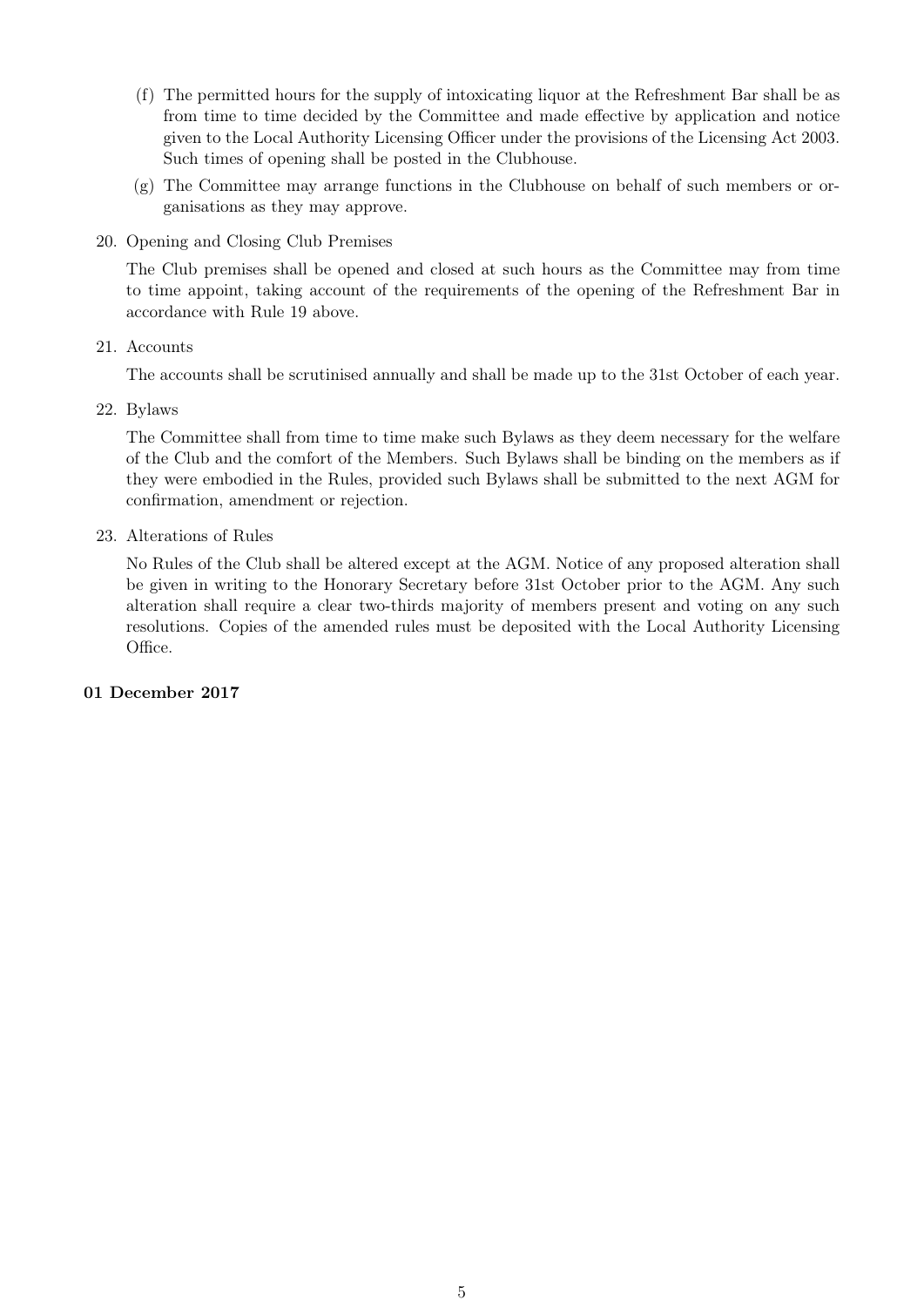(f) The permitted hours for the supply of intoxicating liquor at the Refreshment Bar shall be as from time to time decided by the Committee and made effective by application and notice given to the Local Authority Licensing Officer under the provisions of the Licensing Act 2003. Such times of opening shall be posted in the Clubhouse.

(g) The Committee may arrange functions in the Clubhouse on behalf of such members or organisations as they may approve.

20. Opening and Closing Club Premises

    The Club premises shall be opened and closed at such hours as the Committee may from time to time appoint, taking account of the requirements of the opening of the Refreshment Bar in accordance with Rule 19 above.

21. Accounts

    The accounts shall be scrutinised annually and shall be made up to the 31st October of each year.

22. Bylaws

    The Committee shall from time to time make such Bylaws as they deem necessary for the welfare of the Club and the comfort of the Members. Such Bylaws shall be binding on the members as if they were embodied in the Rules, provided such Bylaws shall be submitted to the next AGM for confirmation, amendment or rejection.

23. Alterations of Rules

    No Rules of the Club shall be altered except at the AGM. Notice of any proposed alteration shall be given in writing to the Honorary Secretary before 31st October prior to the AGM. Any such alteration shall require a clear two-thirds majority of members present and voting on any such resolutions. Copies of the amended rules must be deposited with the Local Authority Licensing Office.

**01 December 2017**